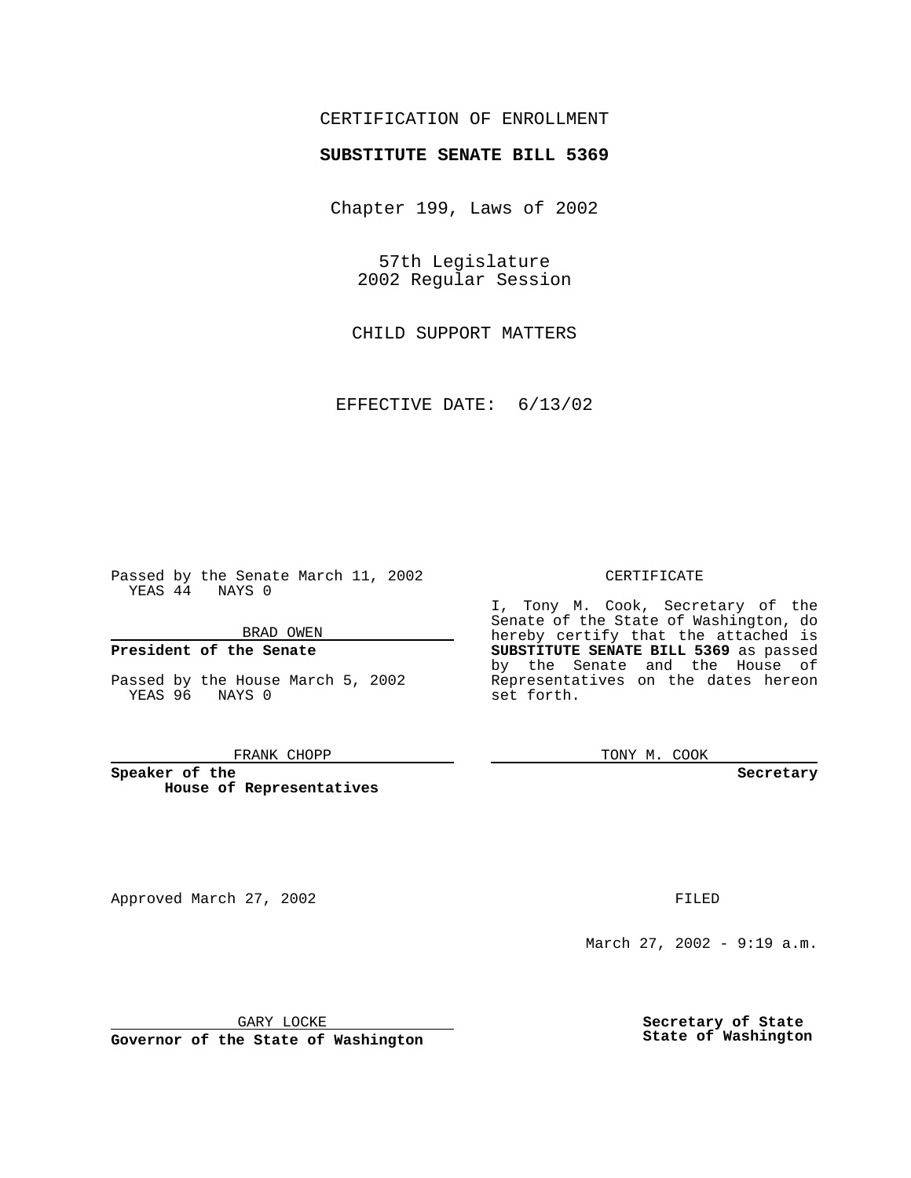CERTIFICATION OF ENROLLMENT

**SUBSTITUTE SENATE BILL 5369**

Chapter 199, Laws of 2002

57th Legislature
2002 Regular Session

CHILD SUPPORT MATTERS

EFFECTIVE DATE: 6/13/02

Passed by the Senate March 11, 2002
YEAS 44 NAYS 0

BRAD OWEN

**President of the Senate**

Passed by the House March 5, 2002
YEAS 96 NAYS 0

FRANK CHOPP

**Speaker of the House of Representatives**

CERTIFICATE

I, Tony M. Cook, Secretary of the Senate of the State of Washington, do hereby certify that the attached is **SUBSTITUTE SENATE BILL 5369** as passed by the Senate and the House of Representatives on the dates hereon set forth.

TONY M. COOK

**Secretary**

Approved March 27, 2002

FILED

March 27, 2002 - 9:19 a.m.

GARY LOCKE

**Governor of the State of Washington**

**Secretary of State**
**State of Washington**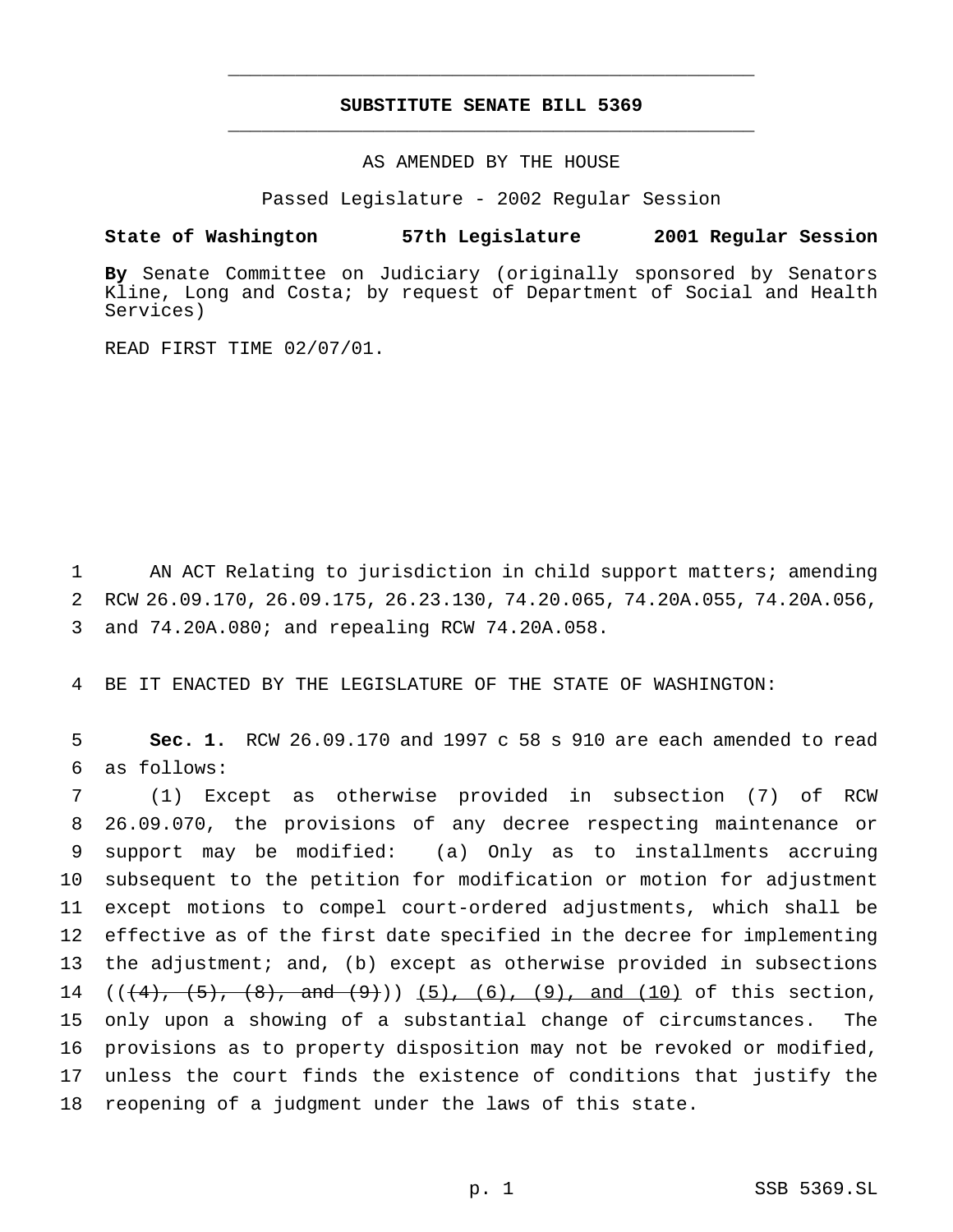# SUBSTITUTE SENATE BILL 5369

AS AMENDED BY THE HOUSE

Passed Legislature - 2002 Regular Session

**State of Washington 57th Legislature 2001 Regular Session**

**By** Senate Committee on Judiciary (originally sponsored by Senators Kline, Long and Costa; by request of Department of Social and Health Services)

READ FIRST TIME 02/07/01.

AN ACT Relating to jurisdiction in child support matters; amending RCW 26.09.170, 26.09.175, 26.23.130, 74.20.065, 74.20A.055, 74.20A.056, and 74.20A.080; and repealing RCW 74.20A.058.

BE IT ENACTED BY THE LEGISLATURE OF THE STATE OF WASHINGTON:

**Sec. 1.** RCW 26.09.170 and 1997 c 58 s 910 are each amended to read as follows:

(1) Except as otherwise provided in subsection (7) of RCW 26.09.070, the provisions of any decree respecting maintenance or support may be modified: (a) Only as to installments accruing subsequent to the petition for modification or motion for adjustment except motions to compel court-ordered adjustments, which shall be effective as of the first date specified in the decree for implementing the adjustment; and, (b) except as otherwise provided in subsections ((~~(4), (5), (8), and (9)~~)) <u>(5), (6), (9), and (10)</u> of this section, only upon a showing of a substantial change of circumstances. The provisions as to property disposition may not be revoked or modified, unless the court finds the existence of conditions that justify the reopening of a judgment under the laws of this state.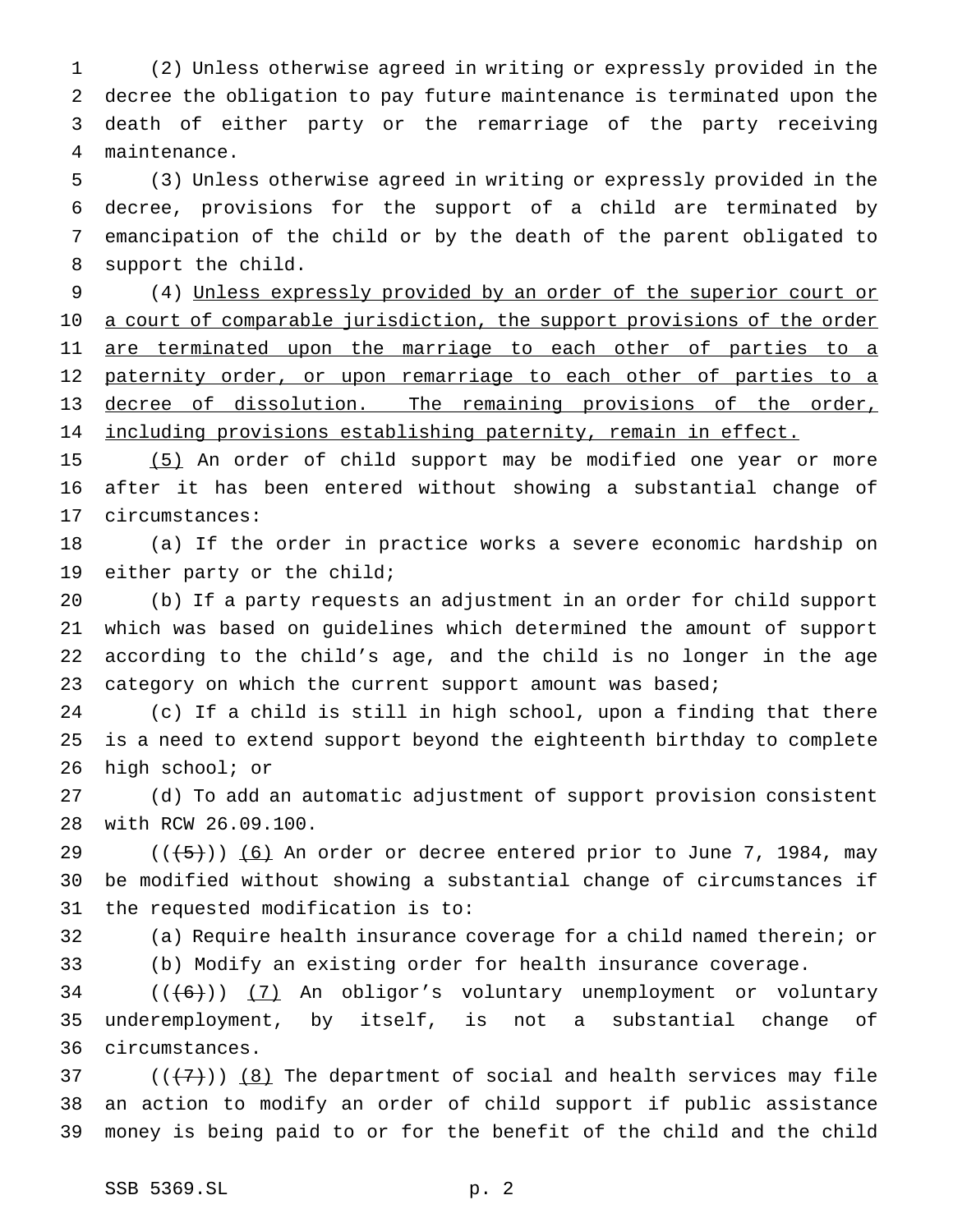(2) Unless otherwise agreed in writing or expressly provided in the decree the obligation to pay future maintenance is terminated upon the death of either party or the remarriage of the party receiving maintenance.

(3) Unless otherwise agreed in writing or expressly provided in the decree, provisions for the support of a child are terminated by emancipation of the child or by the death of the parent obligated to support the child.

(4) <u>Unless expressly provided by an order of the superior court or a court of comparable jurisdiction, the support provisions of the order are terminated upon the marriage to each other of parties to a paternity order, or upon remarriage to each other of parties to a decree of dissolution. The remaining provisions of the order, including provisions establishing paternity, remain in effect.</u>

<u>(5)</u> An order of child support may be modified one year or more after it has been entered without showing a substantial change of circumstances:

(a) If the order in practice works a severe economic hardship on either party or the child;

(b) If a party requests an adjustment in an order for child support which was based on guidelines which determined the amount of support according to the child's age, and the child is no longer in the age category on which the current support amount was based;

(c) If a child is still in high school, upon a finding that there is a need to extend support beyond the eighteenth birthday to complete high school; or

(d) To add an automatic adjustment of support provision consistent with RCW 26.09.100.

(( ~~(5)~~ )) <u>(6)</u> An order or decree entered prior to June 7, 1984, may be modified without showing a substantial change of circumstances if the requested modification is to:

(a) Require health insurance coverage for a child named therein; or

(b) Modify an existing order for health insurance coverage.

(( ~~(6)~~ )) <u>(7)</u> An obligor's voluntary unemployment or voluntary underemployment, by itself, is not a substantial change of circumstances.

(( ~~(7)~~ )) <u>(8)</u> The department of social and health services may file an action to modify an order of child support if public assistance money is being paid to or for the benefit of the child and the child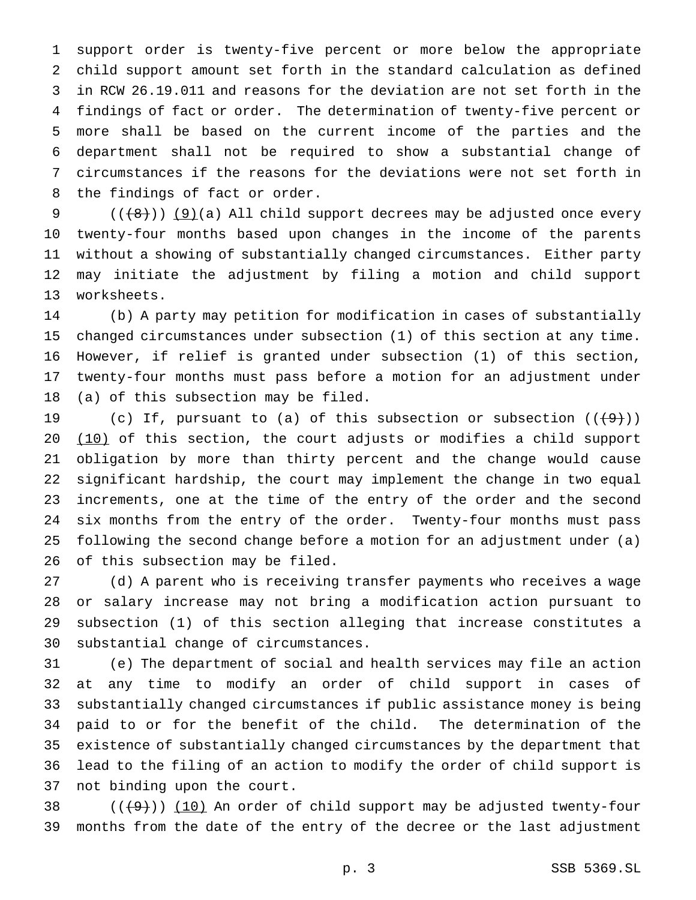support order is twenty-five percent or more below the appropriate child support amount set forth in the standard calculation as defined in RCW 26.19.011 and reasons for the deviation are not set forth in the findings of fact or order. The determination of twenty-five percent or more shall be based on the current income of the parties and the department shall not be required to show a substantial change of circumstances if the reasons for the deviations were not set forth in the findings of fact or order.

~~((8))~~ (9)(a) All child support decrees may be adjusted once every twenty-four months based upon changes in the income of the parents without a showing of substantially changed circumstances. Either party may initiate the adjustment by filing a motion and child support worksheets.

(b) A party may petition for modification in cases of substantially changed circumstances under subsection (1) of this section at any time. However, if relief is granted under subsection (1) of this section, twenty-four months must pass before a motion for an adjustment under (a) of this subsection may be filed.

(c) If, pursuant to (a) of this subsection or subsection ~~((9))~~ (10) of this section, the court adjusts or modifies a child support obligation by more than thirty percent and the change would cause significant hardship, the court may implement the change in two equal increments, one at the time of the entry of the order and the second six months from the entry of the order. Twenty-four months must pass following the second change before a motion for an adjustment under (a) of this subsection may be filed.

(d) A parent who is receiving transfer payments who receives a wage or salary increase may not bring a modification action pursuant to subsection (1) of this section alleging that increase constitutes a substantial change of circumstances.

(e) The department of social and health services may file an action at any time to modify an order of child support in cases of substantially changed circumstances if public assistance money is being paid to or for the benefit of the child. The determination of the existence of substantially changed circumstances by the department that lead to the filing of an action to modify the order of child support is not binding upon the court.

~~((9))~~ (10) An order of child support may be adjusted twenty-four months from the date of the entry of the decree or the last adjustment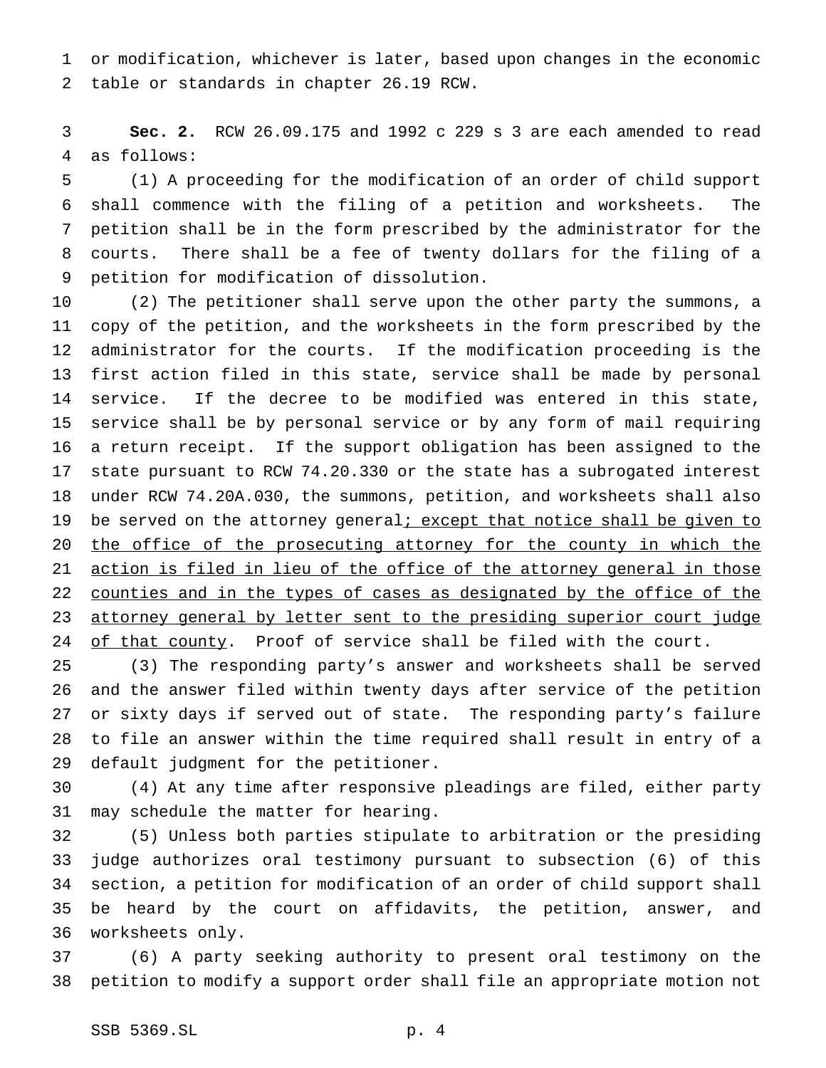or modification, whichever is later, based upon changes in the economic table or standards in chapter 26.19 RCW.

**Sec. 2.** RCW 26.09.175 and 1992 c 229 s 3 are each amended to read as follows:

(1) A proceeding for the modification of an order of child support shall commence with the filing of a petition and worksheets. The petition shall be in the form prescribed by the administrator for the courts. There shall be a fee of twenty dollars for the filing of a petition for modification of dissolution.

(2) The petitioner shall serve upon the other party the summons, a copy of the petition, and the worksheets in the form prescribed by the administrator for the courts. If the modification proceeding is the first action filed in this state, service shall be made by personal service. If the decree to be modified was entered in this state, service shall be by personal service or by any form of mail requiring a return receipt. If the support obligation has been assigned to the state pursuant to RCW 74.20.330 or the state has a subrogated interest under RCW 74.20A.030, the summons, petition, and worksheets shall also be served on the attorney general<u>; except that notice shall be given to the office of the prosecuting attorney for the county in which the action is filed in lieu of the office of the attorney general in those counties and in the types of cases as designated by the office of the attorney general by letter sent to the presiding superior court judge of that county</u>. Proof of service shall be filed with the court.

(3) The responding party's answer and worksheets shall be served and the answer filed within twenty days after service of the petition or sixty days if served out of state. The responding party's failure to file an answer within the time required shall result in entry of a default judgment for the petitioner.

(4) At any time after responsive pleadings are filed, either party may schedule the matter for hearing.

(5) Unless both parties stipulate to arbitration or the presiding judge authorizes oral testimony pursuant to subsection (6) of this section, a petition for modification of an order of child support shall be heard by the court on affidavits, the petition, answer, and worksheets only.

(6) A party seeking authority to present oral testimony on the petition to modify a support order shall file an appropriate motion not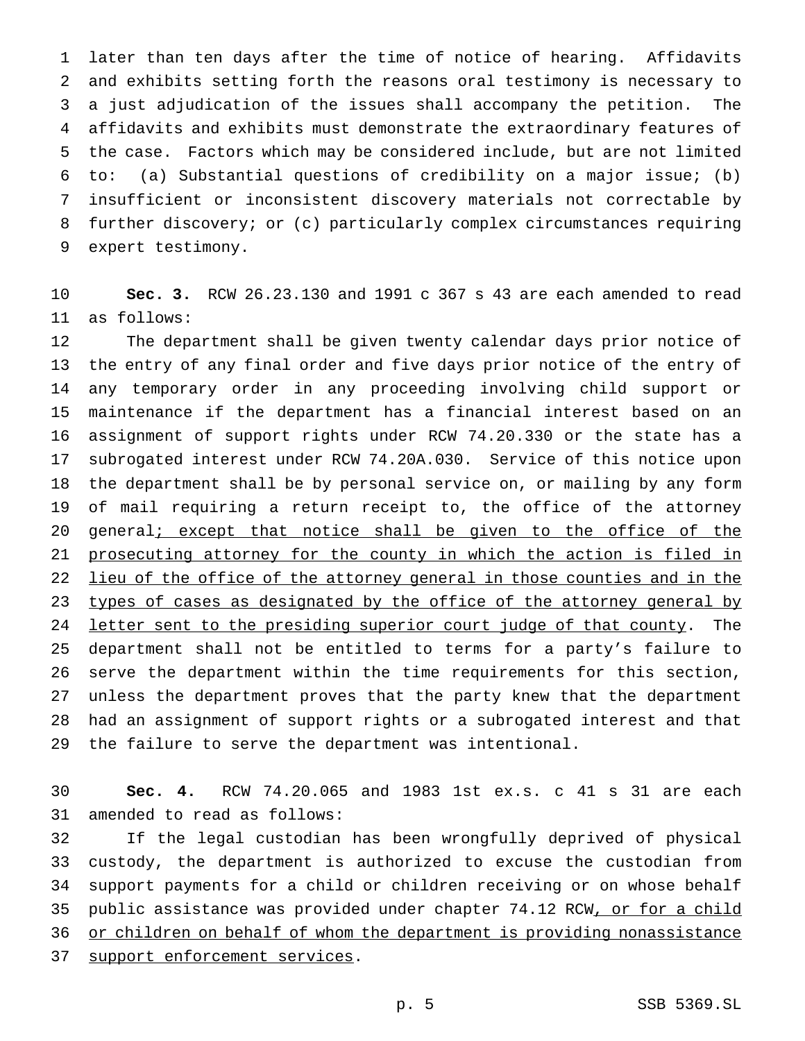later than ten days after the time of notice of hearing. Affidavits and exhibits setting forth the reasons oral testimony is necessary to a just adjudication of the issues shall accompany the petition. The affidavits and exhibits must demonstrate the extraordinary features of the case. Factors which may be considered include, but are not limited to: (a) Substantial questions of credibility on a major issue; (b) insufficient or inconsistent discovery materials not correctable by further discovery; or (c) particularly complex circumstances requiring expert testimony.

**Sec. 3.** RCW 26.23.130 and 1991 c 367 s 43 are each amended to read as follows:

The department shall be given twenty calendar days prior notice of the entry of any final order and five days prior notice of the entry of any temporary order in any proceeding involving child support or maintenance if the department has a financial interest based on an assignment of support rights under RCW 74.20.330 or the state has a subrogated interest under RCW 74.20A.030. Service of this notice upon the department shall be by personal service on, or mailing by any form of mail requiring a return receipt to, the office of the attorney general<u>; except that notice shall be given to the office of the prosecuting attorney for the county in which the action is filed in lieu of the office of the attorney general in those counties and in the types of cases as designated by the office of the attorney general by letter sent to the presiding superior court judge of that county</u>. The department shall not be entitled to terms for a party's failure to serve the department within the time requirements for this section, unless the department proves that the party knew that the department had an assignment of support rights or a subrogated interest and that the failure to serve the department was intentional.

**Sec. 4.** RCW 74.20.065 and 1983 1st ex.s. c 41 s 31 are each amended to read as follows:

If the legal custodian has been wrongfully deprived of physical custody, the department is authorized to excuse the custodian from support payments for a child or children receiving or on whose behalf public assistance was provided under chapter 74.12 RCW<u>, or for a child or children on behalf of whom the department is providing nonassistance support enforcement services</u>.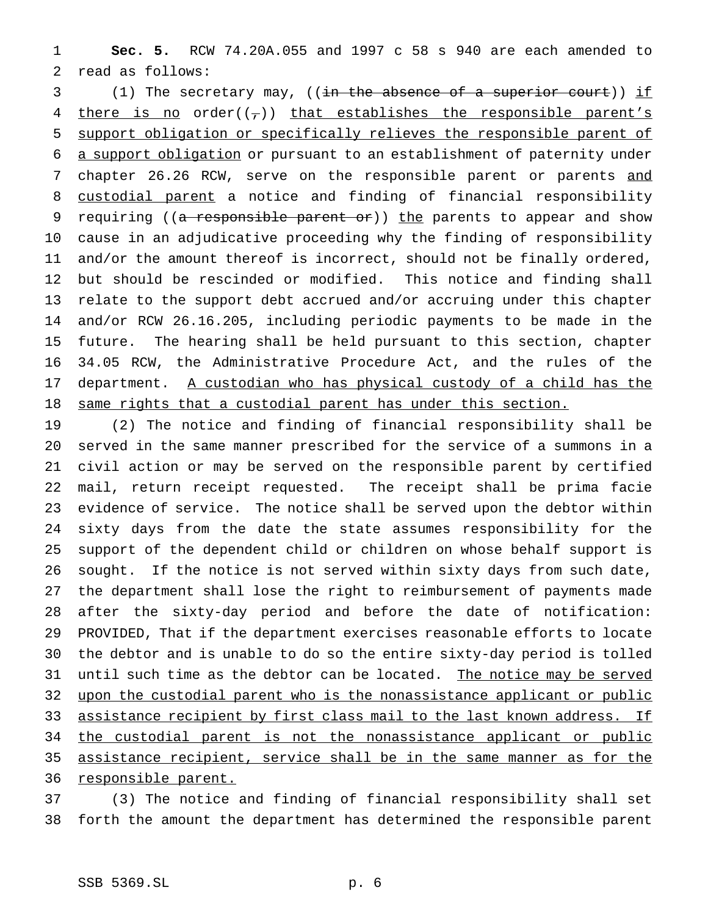**Sec. 5.** RCW 74.20A.055 and 1997 c 58 s 940 are each amended to read as follows:

(1) The secretary may, ((~~in the absence of a superior court~~)) <u>if there is no</u> order((~~,~~)) <u>that establishes the responsible parent's support obligation or specifically relieves the responsible parent of a support obligation</u> or pursuant to an establishment of paternity under chapter 26.26 RCW, serve on the responsible parent or parents <u>and custodial parent</u> a notice and finding of financial responsibility requiring ((~~a responsible parent or~~)) <u>the</u> parents to appear and show cause in an adjudicative proceeding why the finding of responsibility and/or the amount thereof is incorrect, should not be finally ordered, but should be rescinded or modified. This notice and finding shall relate to the support debt accrued and/or accruing under this chapter and/or RCW 26.16.205, including periodic payments to be made in the future. The hearing shall be held pursuant to this section, chapter 34.05 RCW, the Administrative Procedure Act, and the rules of the department. <u>A custodian who has physical custody of a child has the same rights that a custodial parent has under this section.</u>

(2) The notice and finding of financial responsibility shall be served in the same manner prescribed for the service of a summons in a civil action or may be served on the responsible parent by certified mail, return receipt requested. The receipt shall be prima facie evidence of service. The notice shall be served upon the debtor within sixty days from the date the state assumes responsibility for the support of the dependent child or children on whose behalf support is sought. If the notice is not served within sixty days from such date, the department shall lose the right to reimbursement of payments made after the sixty-day period and before the date of notification: PROVIDED, That if the department exercises reasonable efforts to locate the debtor and is unable to do so the entire sixty-day period is tolled until such time as the debtor can be located. <u>The notice may be served upon the custodial parent who is the nonassistance applicant or public assistance recipient by first class mail to the last known address. If the custodial parent is not the nonassistance applicant or public assistance recipient, service shall be in the same manner as for the responsible parent.</u>

(3) The notice and finding of financial responsibility shall set forth the amount the department has determined the responsible parent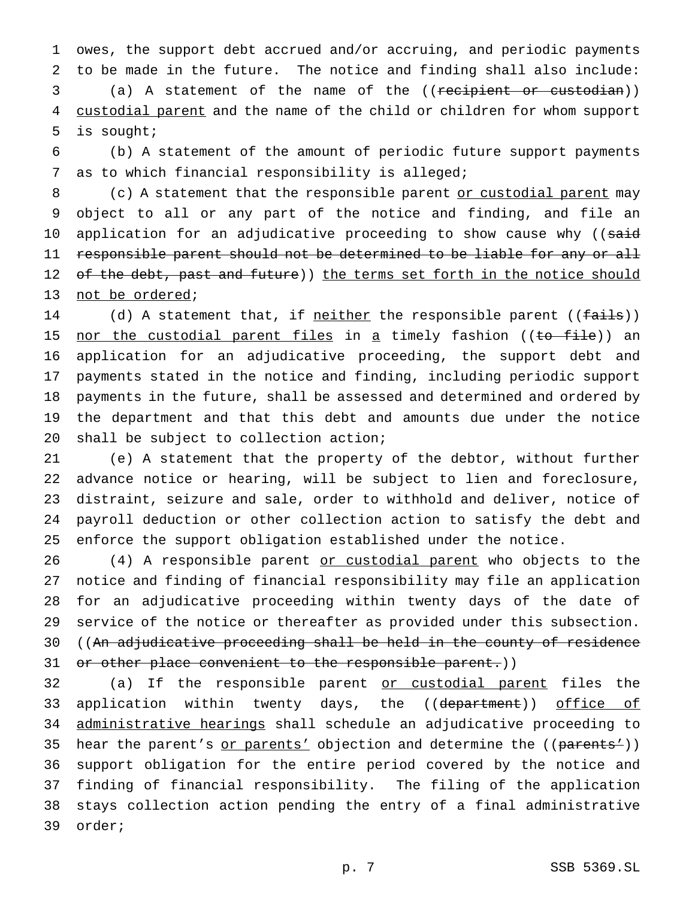owes, the support debt accrued and/or accruing, and periodic payments to be made in the future. The notice and finding shall also include:

(a) A statement of the name of the ((~~recipient or custodian~~)) custodial parent and the name of the child or children for whom support is sought;

(b) A statement of the amount of periodic future support payments as to which financial responsibility is alleged;

(c) A statement that the responsible parent or custodial parent may object to all or any part of the notice and finding, and file an application for an adjudicative proceeding to show cause why ((~~said responsible parent should not be determined to be liable for any or all of the debt, past and future~~)) the terms set forth in the notice should not be ordered;

(d) A statement that, if neither the responsible parent ((~~fails~~)) nor the custodial parent files in a timely fashion ((~~to file~~)) an application for an adjudicative proceeding, the support debt and payments stated in the notice and finding, including periodic support payments in the future, shall be assessed and determined and ordered by the department and that this debt and amounts due under the notice shall be subject to collection action;

(e) A statement that the property of the debtor, without further advance notice or hearing, will be subject to lien and foreclosure, distraint, seizure and sale, order to withhold and deliver, notice of payroll deduction or other collection action to satisfy the debt and enforce the support obligation established under the notice.

(4) A responsible parent or custodial parent who objects to the notice and finding of financial responsibility may file an application for an adjudicative proceeding within twenty days of the date of service of the notice or thereafter as provided under this subsection. ((~~An adjudicative proceeding shall be held in the county of residence or other place convenient to the responsible parent.~~))

(a) If the responsible parent or custodial parent files the application within twenty days, the ((~~department~~)) office of administrative hearings shall schedule an adjudicative proceeding to hear the parent's or parents' objection and determine the ((~~parents'~~)) support obligation for the entire period covered by the notice and finding of financial responsibility. The filing of the application stays collection action pending the entry of a final administrative order;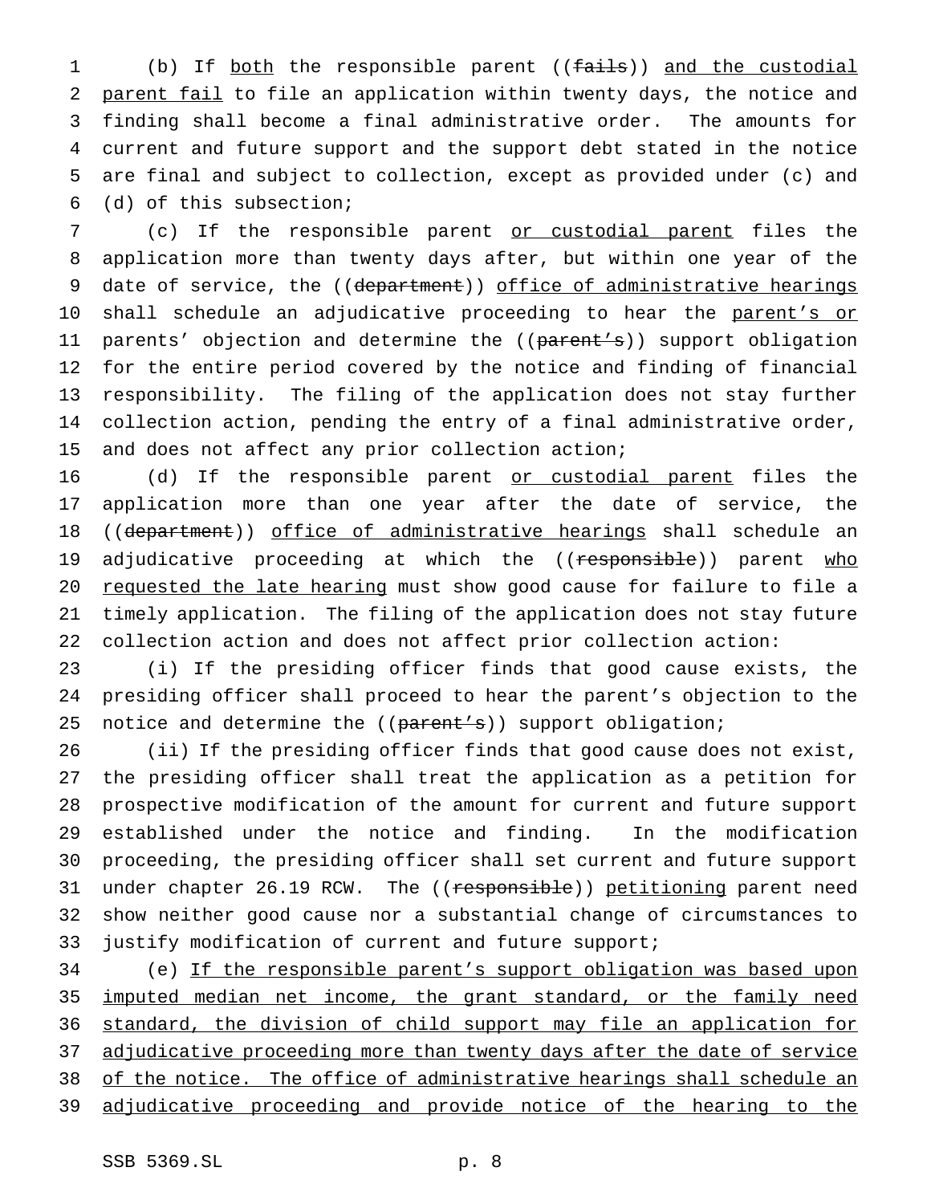(b) If both the responsible parent ((fails)) and the custodial parent fail to file an application within twenty days, the notice and finding shall become a final administrative order. The amounts for current and future support and the support debt stated in the notice are final and subject to collection, except as provided under (c) and (d) of this subsection;

(c) If the responsible parent or custodial parent files the application more than twenty days after, but within one year of the date of service, the ((department)) office of administrative hearings shall schedule an adjudicative proceeding to hear the parent's or parents' objection and determine the ((parent's)) support obligation for the entire period covered by the notice and finding of financial responsibility. The filing of the application does not stay further collection action, pending the entry of a final administrative order, and does not affect any prior collection action;

(d) If the responsible parent or custodial parent files the application more than one year after the date of service, the ((department)) office of administrative hearings shall schedule an adjudicative proceeding at which the ((responsible)) parent who requested the late hearing must show good cause for failure to file a timely application. The filing of the application does not stay future collection action and does not affect prior collection action:

(i) If the presiding officer finds that good cause exists, the presiding officer shall proceed to hear the parent's objection to the notice and determine the ((parent's)) support obligation;

(ii) If the presiding officer finds that good cause does not exist, the presiding officer shall treat the application as a petition for prospective modification of the amount for current and future support established under the notice and finding. In the modification proceeding, the presiding officer shall set current and future support under chapter 26.19 RCW. The ((responsible)) petitioning parent need show neither good cause nor a substantial change of circumstances to justify modification of current and future support;

(e) If the responsible parent's support obligation was based upon imputed median net income, the grant standard, or the family need standard, the division of child support may file an application for adjudicative proceeding more than twenty days after the date of service of the notice. The office of administrative hearings shall schedule an adjudicative proceeding and provide notice of the hearing to the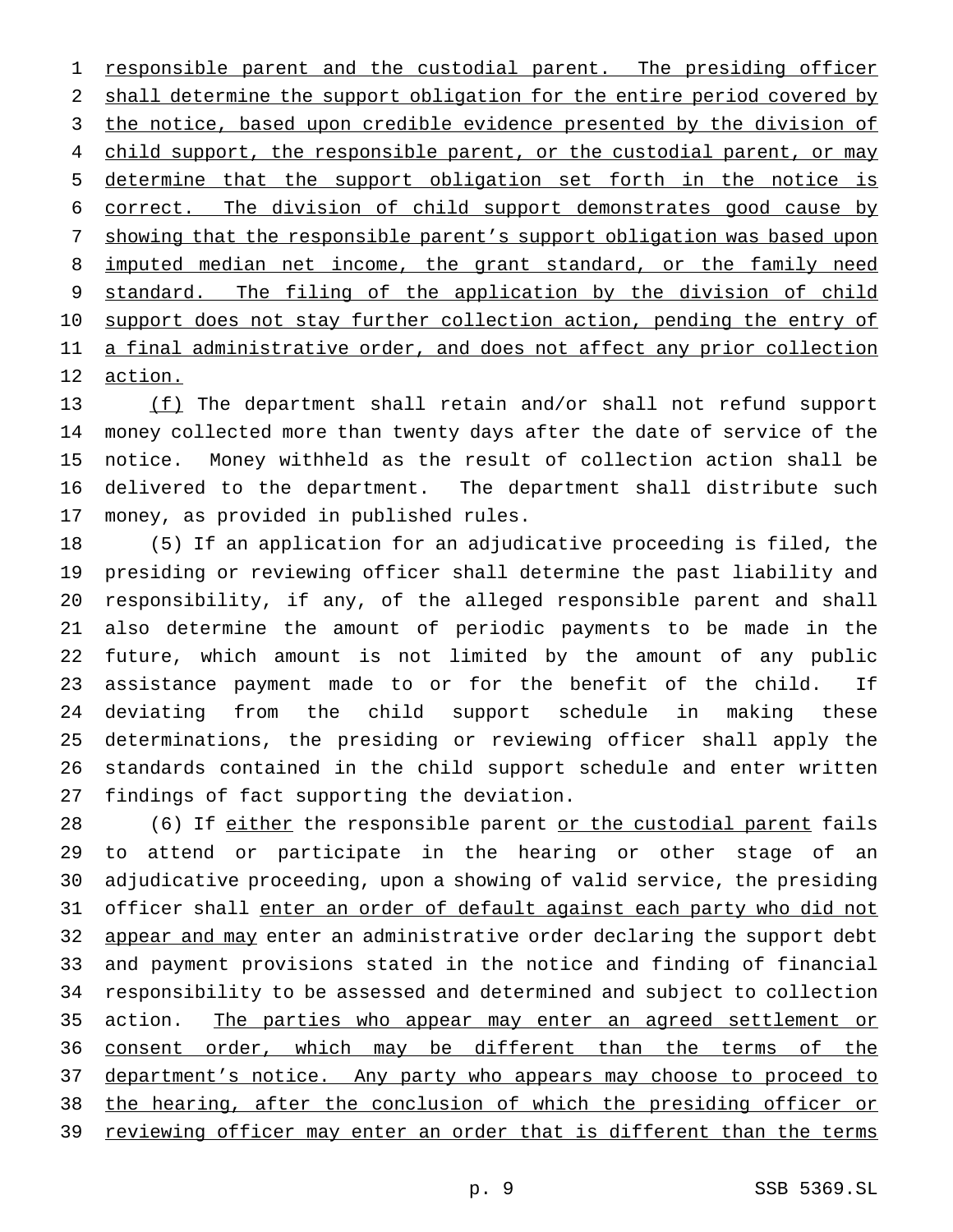responsible parent and the custodial parent. The presiding officer shall determine the support obligation for the entire period covered by the notice, based upon credible evidence presented by the division of child support, the responsible parent, or the custodial parent, or may determine that the support obligation set forth in the notice is correct. The division of child support demonstrates good cause by showing that the responsible parent's support obligation was based upon imputed median net income, the grant standard, or the family need standard. The filing of the application by the division of child support does not stay further collection action, pending the entry of a final administrative order, and does not affect any prior collection action.

(f) The department shall retain and/or shall not refund support money collected more than twenty days after the date of service of the notice. Money withheld as the result of collection action shall be delivered to the department. The department shall distribute such money, as provided in published rules.

(5) If an application for an adjudicative proceeding is filed, the presiding or reviewing officer shall determine the past liability and responsibility, if any, of the alleged responsible parent and shall also determine the amount of periodic payments to be made in the future, which amount is not limited by the amount of any public assistance payment made to or for the benefit of the child. If deviating from the child support schedule in making these determinations, the presiding or reviewing officer shall apply the standards contained in the child support schedule and enter written findings of fact supporting the deviation.

(6) If either the responsible parent or the custodial parent fails to attend or participate in the hearing or other stage of an adjudicative proceeding, upon a showing of valid service, the presiding officer shall enter an order of default against each party who did not appear and may enter an administrative order declaring the support debt and payment provisions stated in the notice and finding of financial responsibility to be assessed and determined and subject to collection action. The parties who appear may enter an agreed settlement or consent order, which may be different than the terms of the department's notice. Any party who appears may choose to proceed to the hearing, after the conclusion of which the presiding officer or reviewing officer may enter an order that is different than the terms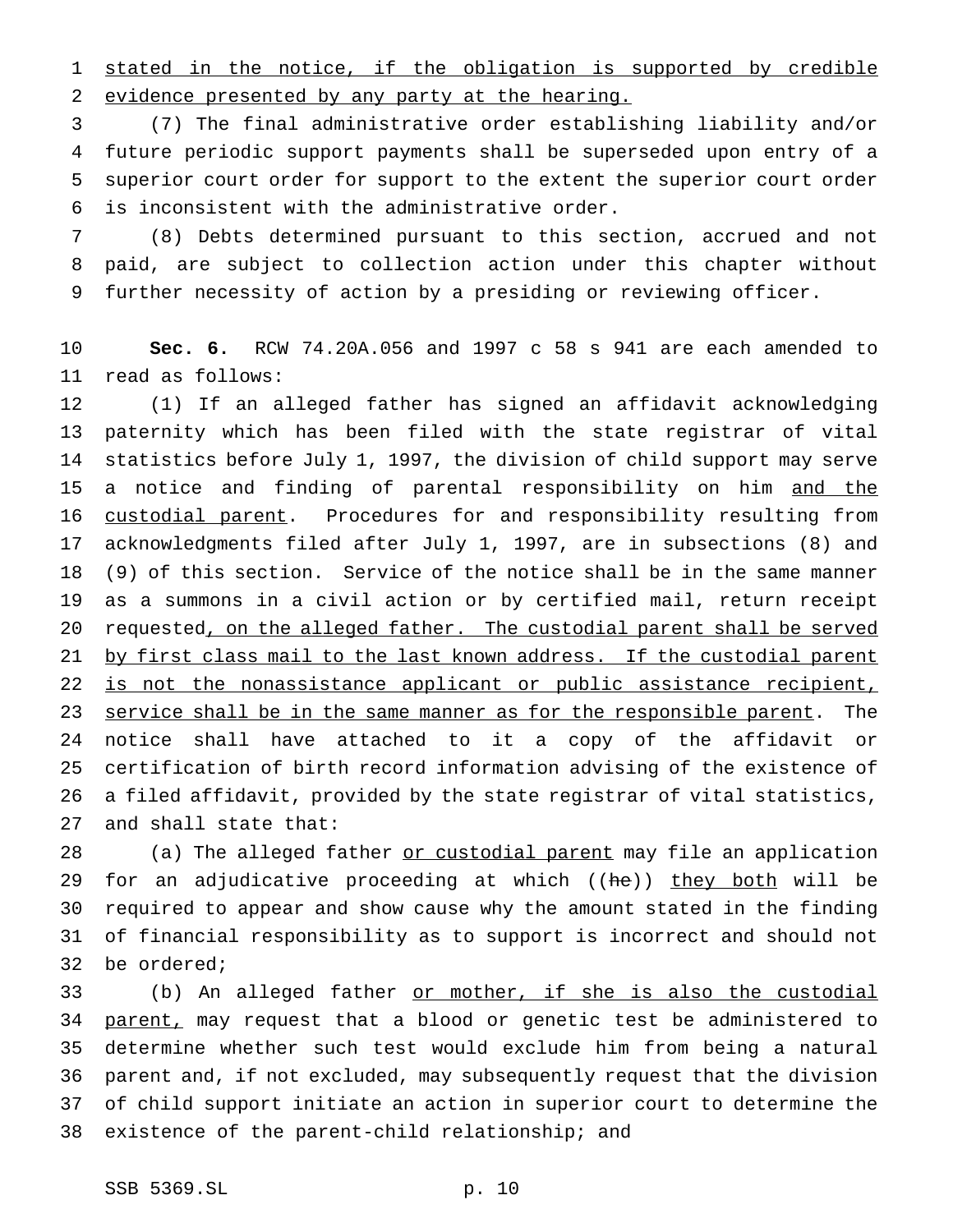<u>stated in the notice, if the obligation is supported by credible evidence presented by any party at the hearing.</u>

(7) The final administrative order establishing liability and/or future periodic support payments shall be superseded upon entry of a superior court order for support to the extent the superior court order is inconsistent with the administrative order.

(8) Debts determined pursuant to this section, accrued and not paid, are subject to collection action under this chapter without further necessity of action by a presiding or reviewing officer.

**Sec. 6.** RCW 74.20A.056 and 1997 c 58 s 941 are each amended to read as follows:

(1) If an alleged father has signed an affidavit acknowledging paternity which has been filed with the state registrar of vital statistics before July 1, 1997, the division of child support may serve a notice and finding of parental responsibility on him <u>and the custodial parent</u>. Procedures for and responsibility resulting from acknowledgments filed after July 1, 1997, are in subsections (8) and (9) of this section. Service of the notice shall be in the same manner as a summons in a civil action or by certified mail, return receipt requested<u>, on the alleged father. The custodial parent shall be served by first class mail to the last known address. If the custodial parent is not the nonassistance applicant or public assistance recipient, service shall be in the same manner as for the responsible parent</u>. The notice shall have attached to it a copy of the affidavit or certification of birth record information advising of the existence of a filed affidavit, provided by the state registrar of vital statistics, and shall state that:

(a) The alleged father <u>or custodial parent</u> may file an application for an adjudicative proceeding at which ((~~he~~)) <u>they both</u> will be required to appear and show cause why the amount stated in the finding of financial responsibility as to support is incorrect and should not be ordered;

(b) An alleged father <u>or mother, if she is also the custodial parent,</u> may request that a blood or genetic test be administered to determine whether such test would exclude him from being a natural parent and, if not excluded, may subsequently request that the division of child support initiate an action in superior court to determine the existence of the parent-child relationship; and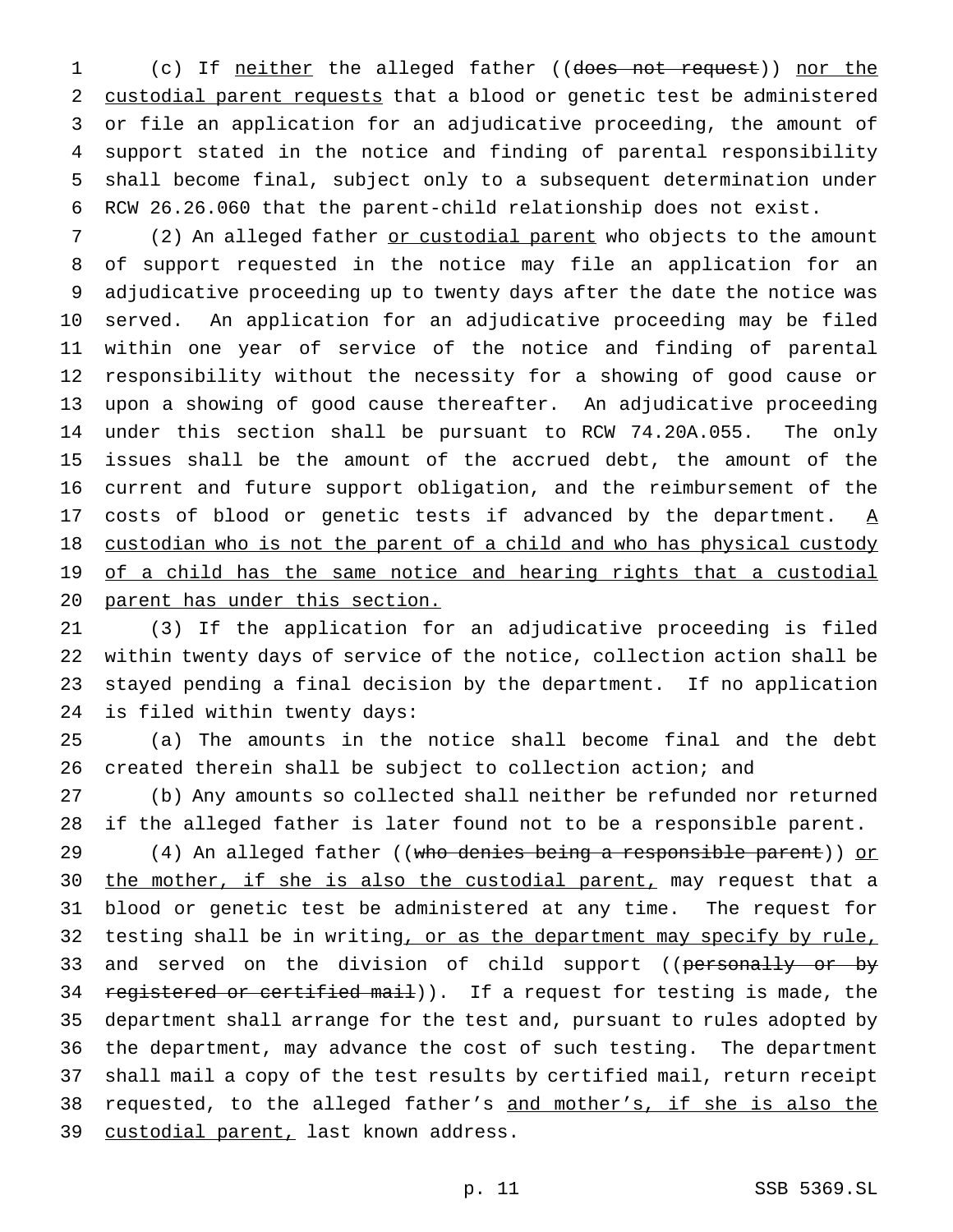(c) If neither the alleged father ((does not request)) nor the custodial parent requests that a blood or genetic test be administered or file an application for an adjudicative proceeding, the amount of support stated in the notice and finding of parental responsibility shall become final, subject only to a subsequent determination under RCW 26.26.060 that the parent-child relationship does not exist.

(2) An alleged father or custodial parent who objects to the amount of support requested in the notice may file an application for an adjudicative proceeding up to twenty days after the date the notice was served. An application for an adjudicative proceeding may be filed within one year of service of the notice and finding of parental responsibility without the necessity for a showing of good cause or upon a showing of good cause thereafter. An adjudicative proceeding under this section shall be pursuant to RCW 74.20A.055. The only issues shall be the amount of the accrued debt, the amount of the current and future support obligation, and the reimbursement of the costs of blood or genetic tests if advanced by the department. A custodian who is not the parent of a child and who has physical custody of a child has the same notice and hearing rights that a custodial parent has under this section.

(3) If the application for an adjudicative proceeding is filed within twenty days of service of the notice, collection action shall be stayed pending a final decision by the department. If no application is filed within twenty days:

(a) The amounts in the notice shall become final and the debt created therein shall be subject to collection action; and

(b) Any amounts so collected shall neither be refunded nor returned if the alleged father is later found not to be a responsible parent.

(4) An alleged father ((who denies being a responsible parent)) or the mother, if she is also the custodial parent, may request that a blood or genetic test be administered at any time. The request for testing shall be in writing, or as the department may specify by rule, and served on the division of child support ((personally or by registered or certified mail)). If a request for testing is made, the department shall arrange for the test and, pursuant to rules adopted by the department, may advance the cost of such testing. The department shall mail a copy of the test results by certified mail, return receipt requested, to the alleged father's and mother's, if she is also the custodial parent, last known address.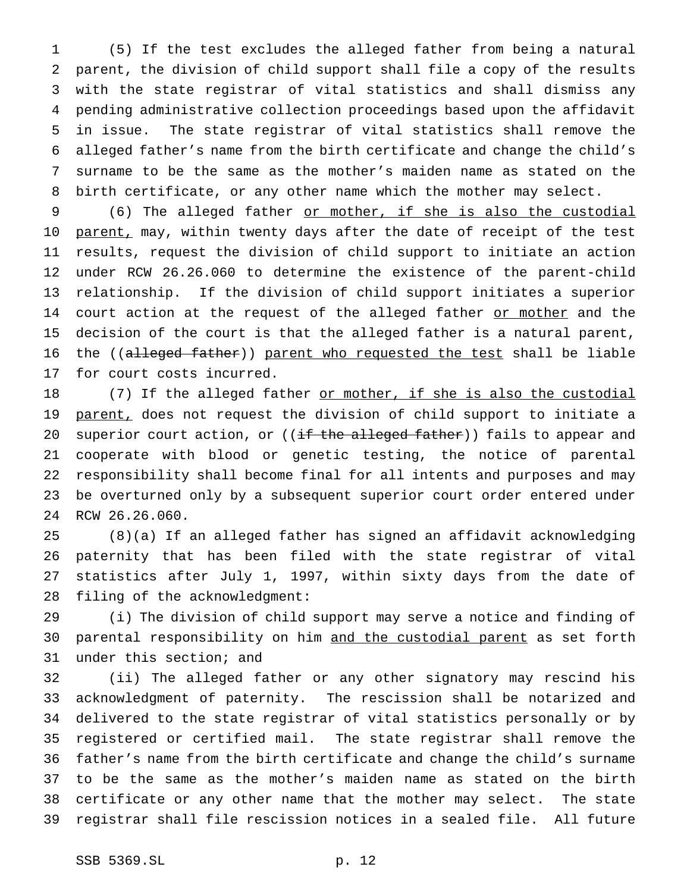(5) If the test excludes the alleged father from being a natural parent, the division of child support shall file a copy of the results with the state registrar of vital statistics and shall dismiss any pending administrative collection proceedings based upon the affidavit in issue. The state registrar of vital statistics shall remove the alleged father's name from the birth certificate and change the child's surname to be the same as the mother's maiden name as stated on the birth certificate, or any other name which the mother may select.

(6) The alleged father <u>or mother, if she is also the custodial parent,</u> may, within twenty days after the date of receipt of the test results, request the division of child support to initiate an action under RCW 26.26.060 to determine the existence of the parent-child relationship. If the division of child support initiates a superior court action at the request of the alleged father <u>or mother</u> and the decision of the court is that the alleged father is a natural parent, the ((~~alleged father~~)) <u>parent who requested the test</u> shall be liable for court costs incurred.

(7) If the alleged father <u>or mother, if she is also the custodial parent,</u> does not request the division of child support to initiate a superior court action, or ((~~if the alleged father~~)) fails to appear and cooperate with blood or genetic testing, the notice of parental responsibility shall become final for all intents and purposes and may be overturned only by a subsequent superior court order entered under RCW 26.26.060.

(8)(a) If an alleged father has signed an affidavit acknowledging paternity that has been filed with the state registrar of vital statistics after July 1, 1997, within sixty days from the date of filing of the acknowledgment:

(i) The division of child support may serve a notice and finding of parental responsibility on him <u>and the custodial parent</u> as set forth under this section; and

(ii) The alleged father or any other signatory may rescind his acknowledgment of paternity. The rescission shall be notarized and delivered to the state registrar of vital statistics personally or by registered or certified mail. The state registrar shall remove the father's name from the birth certificate and change the child's surname to be the same as the mother's maiden name as stated on the birth certificate or any other name that the mother may select. The state registrar shall file rescission notices in a sealed file. All future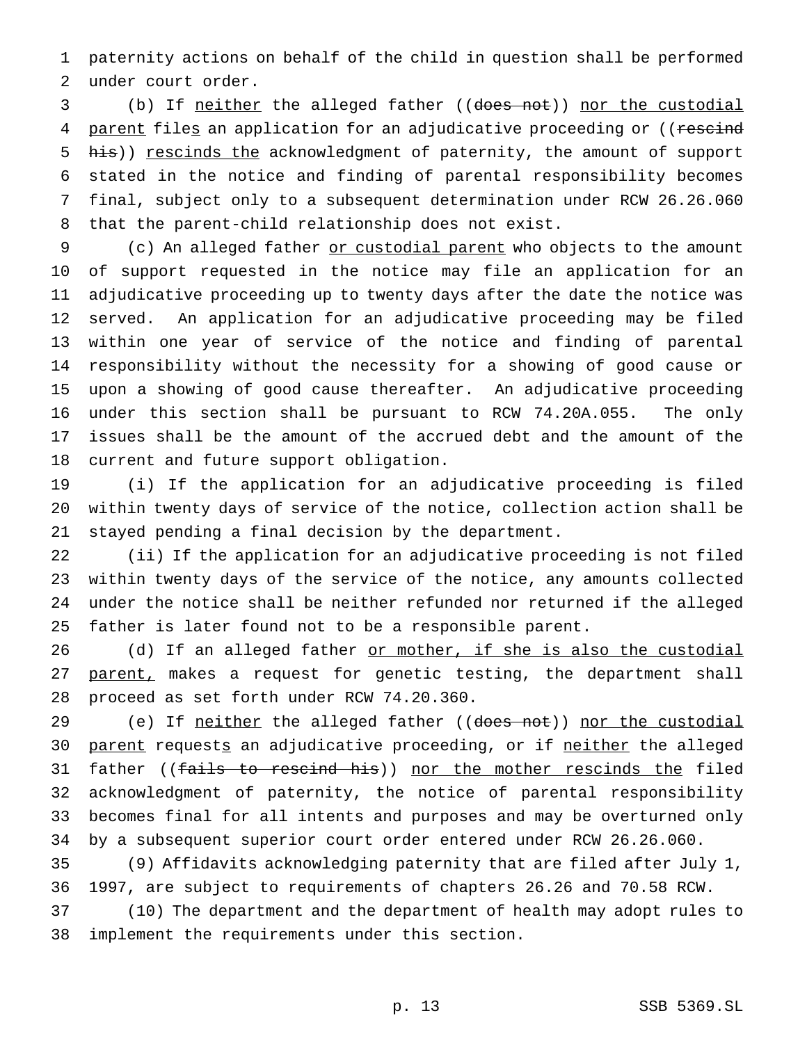paternity actions on behalf of the child in question shall be performed under court order.

(b) If neither the alleged father ((~~does not~~)) nor the custodial parent files an application for an adjudicative proceeding or ((~~rescind his~~)) rescinds the acknowledgment of paternity, the amount of support stated in the notice and finding of parental responsibility becomes final, subject only to a subsequent determination under RCW 26.26.060 that the parent-child relationship does not exist.

(c) An alleged father or custodial parent who objects to the amount of support requested in the notice may file an application for an adjudicative proceeding up to twenty days after the date the notice was served. An application for an adjudicative proceeding may be filed within one year of service of the notice and finding of parental responsibility without the necessity for a showing of good cause or upon a showing of good cause thereafter. An adjudicative proceeding under this section shall be pursuant to RCW 74.20A.055. The only issues shall be the amount of the accrued debt and the amount of the current and future support obligation.

(i) If the application for an adjudicative proceeding is filed within twenty days of service of the notice, collection action shall be stayed pending a final decision by the department.

(ii) If the application for an adjudicative proceeding is not filed within twenty days of the service of the notice, any amounts collected under the notice shall be neither refunded nor returned if the alleged father is later found not to be a responsible parent.

(d) If an alleged father or mother, if she is also the custodial parent, makes a request for genetic testing, the department shall proceed as set forth under RCW 74.20.360.

(e) If neither the alleged father ((~~does not~~)) nor the custodial parent requests an adjudicative proceeding, or if neither the alleged father ((~~fails to rescind his~~)) nor the mother rescinds the filed acknowledgment of paternity, the notice of parental responsibility becomes final for all intents and purposes and may be overturned only by a subsequent superior court order entered under RCW 26.26.060.

(9) Affidavits acknowledging paternity that are filed after July 1, 1997, are subject to requirements of chapters 26.26 and 70.58 RCW.

(10) The department and the department of health may adopt rules to implement the requirements under this section.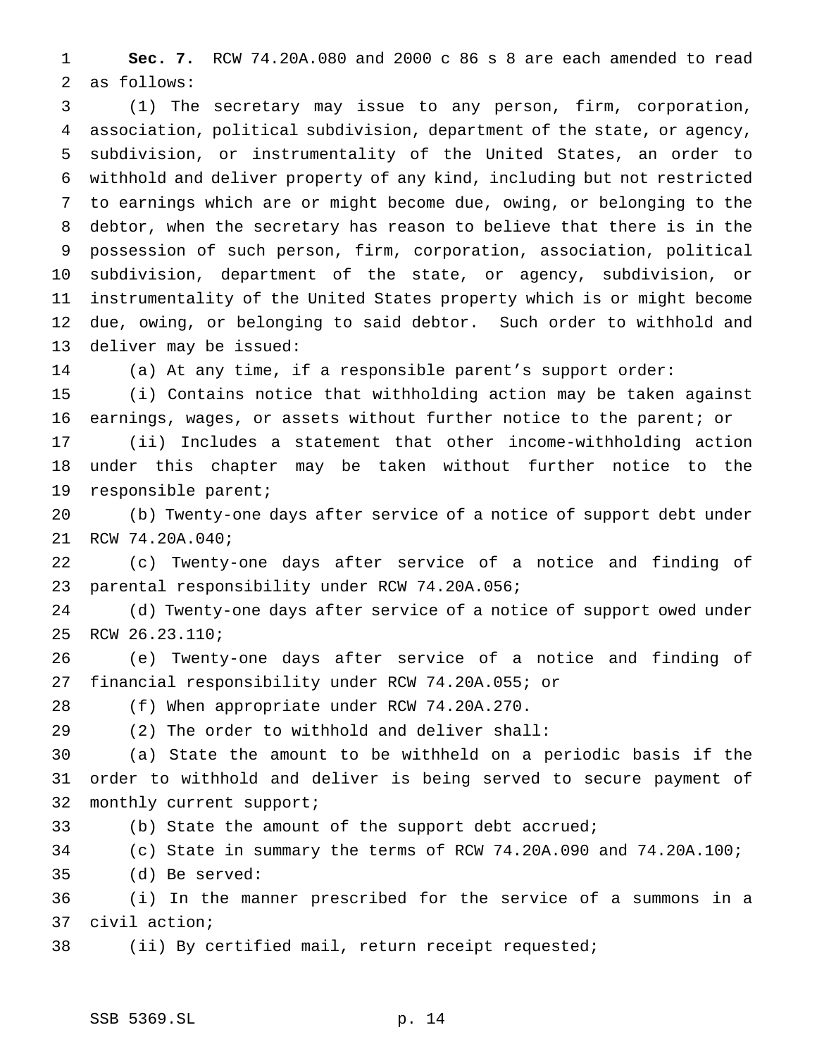**Sec. 7.** RCW 74.20A.080 and 2000 c 86 s 8 are each amended to read as follows:

(1) The secretary may issue to any person, firm, corporation, association, political subdivision, department of the state, or agency, subdivision, or instrumentality of the United States, an order to withhold and deliver property of any kind, including but not restricted to earnings which are or might become due, owing, or belonging to the debtor, when the secretary has reason to believe that there is in the possession of such person, firm, corporation, association, political subdivision, department of the state, or agency, subdivision, or instrumentality of the United States property which is or might become due, owing, or belonging to said debtor. Such order to withhold and deliver may be issued:

(a) At any time, if a responsible parent's support order:

(i) Contains notice that withholding action may be taken against earnings, wages, or assets without further notice to the parent; or

(ii) Includes a statement that other income-withholding action under this chapter may be taken without further notice to the responsible parent;

(b) Twenty-one days after service of a notice of support debt under RCW 74.20A.040;

(c) Twenty-one days after service of a notice and finding of parental responsibility under RCW 74.20A.056;

(d) Twenty-one days after service of a notice of support owed under RCW 26.23.110;

(e) Twenty-one days after service of a notice and finding of financial responsibility under RCW 74.20A.055; or

(f) When appropriate under RCW 74.20A.270.

(2) The order to withhold and deliver shall:

(a) State the amount to be withheld on a periodic basis if the order to withhold and deliver is being served to secure payment of monthly current support;

(b) State the amount of the support debt accrued;

(c) State in summary the terms of RCW 74.20A.090 and 74.20A.100;

(d) Be served:

(i) In the manner prescribed for the service of a summons in a civil action;

(ii) By certified mail, return receipt requested;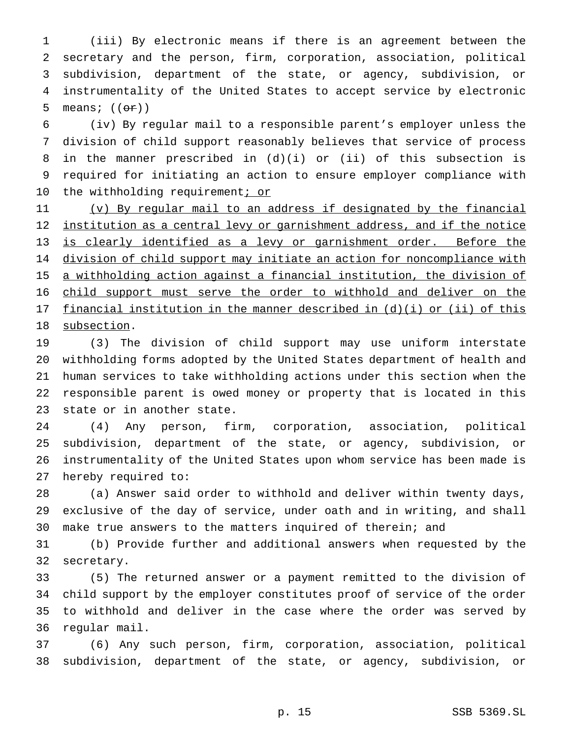(iii) By electronic means if there is an agreement between the secretary and the person, firm, corporation, association, political subdivision, department of the state, or agency, subdivision, or instrumentality of the United States to accept service by electronic means; ((~~or~~))

(iv) By regular mail to a responsible parent's employer unless the division of child support reasonably believes that service of process in the manner prescribed in (d)(i) or (ii) of this subsection is required for initiating an action to ensure employer compliance with the withholding requirement<u>; or</u>

<u>(v) By regular mail to an address if designated by the financial institution as a central levy or garnishment address, and if the notice is clearly identified as a levy or garnishment order. Before the division of child support may initiate an action for noncompliance with a withholding action against a financial institution, the division of child support must serve the order to withhold and deliver on the financial institution in the manner described in (d)(i) or (ii) of this subsection</u>.

(3) The division of child support may use uniform interstate withholding forms adopted by the United States department of health and human services to take withholding actions under this section when the responsible parent is owed money or property that is located in this state or in another state.

(4) Any person, firm, corporation, association, political subdivision, department of the state, or agency, subdivision, or instrumentality of the United States upon whom service has been made is hereby required to:

(a) Answer said order to withhold and deliver within twenty days, exclusive of the day of service, under oath and in writing, and shall make true answers to the matters inquired of therein; and

(b) Provide further and additional answers when requested by the secretary.

(5) The returned answer or a payment remitted to the division of child support by the employer constitutes proof of service of the order to withhold and deliver in the case where the order was served by regular mail.

(6) Any such person, firm, corporation, association, political subdivision, department of the state, or agency, subdivision, or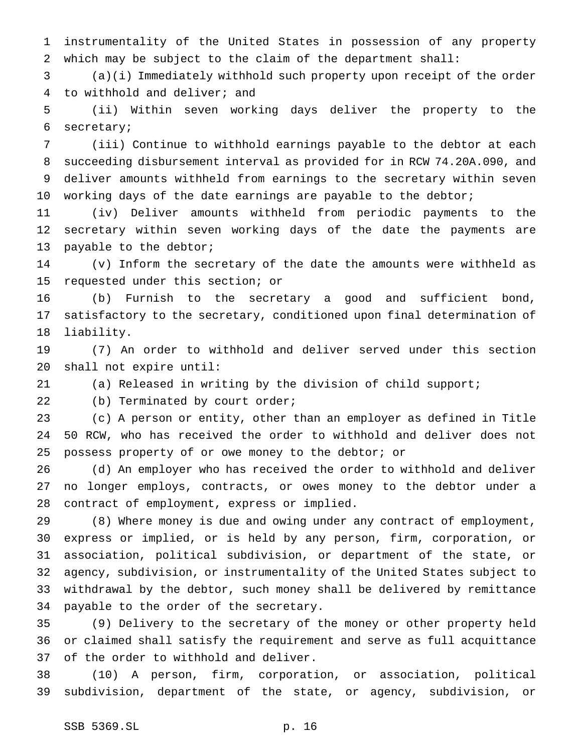instrumentality of the United States in possession of any property which may be subject to the claim of the department shall:

(a)(i) Immediately withhold such property upon receipt of the order to withhold and deliver; and

(ii) Within seven working days deliver the property to the secretary;

(iii) Continue to withhold earnings payable to the debtor at each succeeding disbursement interval as provided for in RCW 74.20A.090, and deliver amounts withheld from earnings to the secretary within seven working days of the date earnings are payable to the debtor;

(iv) Deliver amounts withheld from periodic payments to the secretary within seven working days of the date the payments are payable to the debtor;

(v) Inform the secretary of the date the amounts were withheld as requested under this section; or

(b) Furnish to the secretary a good and sufficient bond, satisfactory to the secretary, conditioned upon final determination of liability.

(7) An order to withhold and deliver served under this section shall not expire until:

(a) Released in writing by the division of child support;

(b) Terminated by court order;

(c) A person or entity, other than an employer as defined in Title 50 RCW, who has received the order to withhold and deliver does not possess property of or owe money to the debtor; or

(d) An employer who has received the order to withhold and deliver no longer employs, contracts, or owes money to the debtor under a contract of employment, express or implied.

(8) Where money is due and owing under any contract of employment, express or implied, or is held by any person, firm, corporation, or association, political subdivision, or department of the state, or agency, subdivision, or instrumentality of the United States subject to withdrawal by the debtor, such money shall be delivered by remittance payable to the order of the secretary.

(9) Delivery to the secretary of the money or other property held or claimed shall satisfy the requirement and serve as full acquittance of the order to withhold and deliver.

(10) A person, firm, corporation, or association, political subdivision, department of the state, or agency, subdivision, or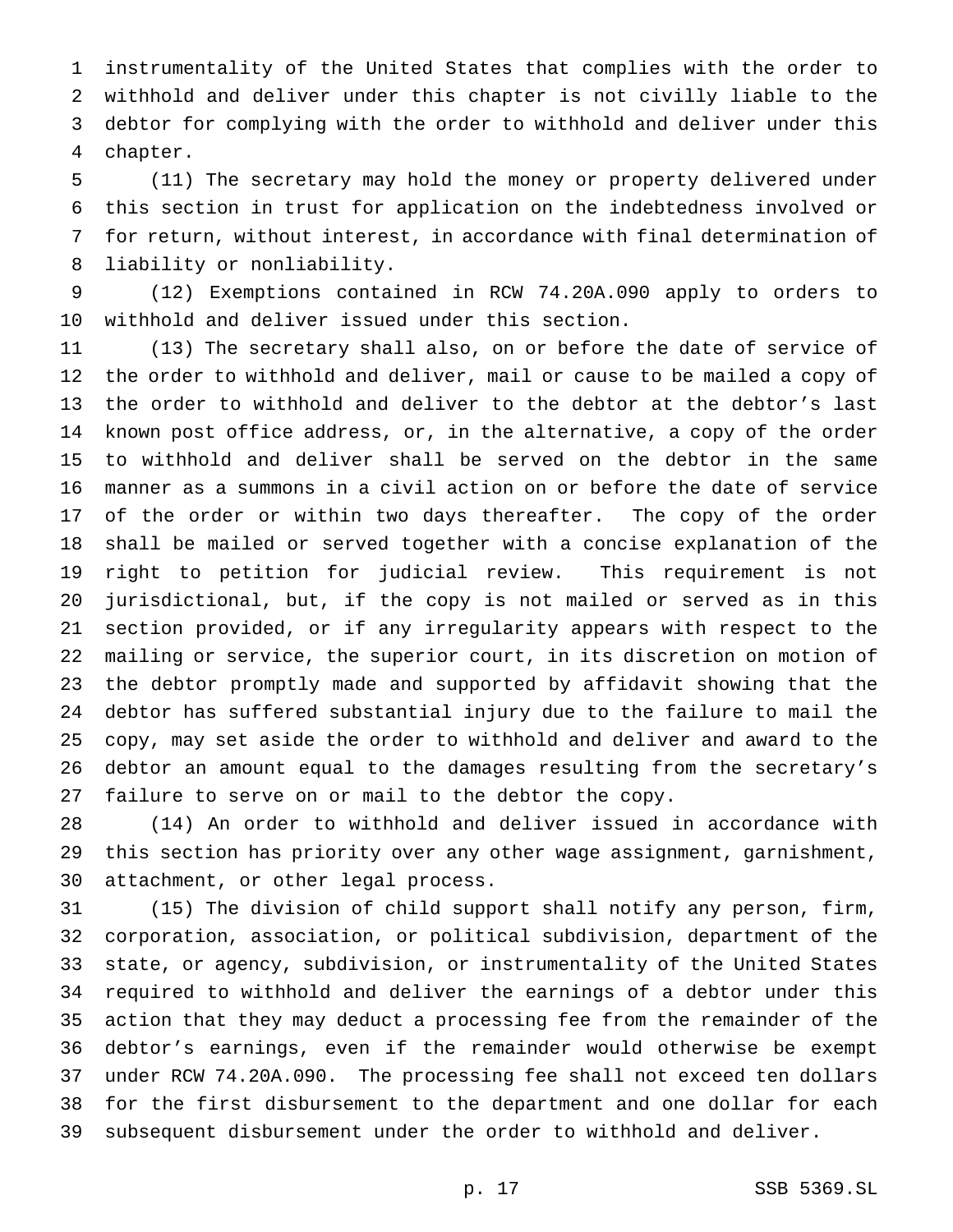instrumentality of the United States that complies with the order to withhold and deliver under this chapter is not civilly liable to the debtor for complying with the order to withhold and deliver under this chapter.

(11) The secretary may hold the money or property delivered under this section in trust for application on the indebtedness involved or for return, without interest, in accordance with final determination of liability or nonliability.

(12) Exemptions contained in RCW 74.20A.090 apply to orders to withhold and deliver issued under this section.

(13) The secretary shall also, on or before the date of service of the order to withhold and deliver, mail or cause to be mailed a copy of the order to withhold and deliver to the debtor at the debtor's last known post office address, or, in the alternative, a copy of the order to withhold and deliver shall be served on the debtor in the same manner as a summons in a civil action on or before the date of service of the order or within two days thereafter. The copy of the order shall be mailed or served together with a concise explanation of the right to petition for judicial review. This requirement is not jurisdictional, but, if the copy is not mailed or served as in this section provided, or if any irregularity appears with respect to the mailing or service, the superior court, in its discretion on motion of the debtor promptly made and supported by affidavit showing that the debtor has suffered substantial injury due to the failure to mail the copy, may set aside the order to withhold and deliver and award to the debtor an amount equal to the damages resulting from the secretary's failure to serve on or mail to the debtor the copy.

(14) An order to withhold and deliver issued in accordance with this section has priority over any other wage assignment, garnishment, attachment, or other legal process.

(15) The division of child support shall notify any person, firm, corporation, association, or political subdivision, department of the state, or agency, subdivision, or instrumentality of the United States required to withhold and deliver the earnings of a debtor under this action that they may deduct a processing fee from the remainder of the debtor's earnings, even if the remainder would otherwise be exempt under RCW 74.20A.090. The processing fee shall not exceed ten dollars for the first disbursement to the department and one dollar for each subsequent disbursement under the order to withhold and deliver.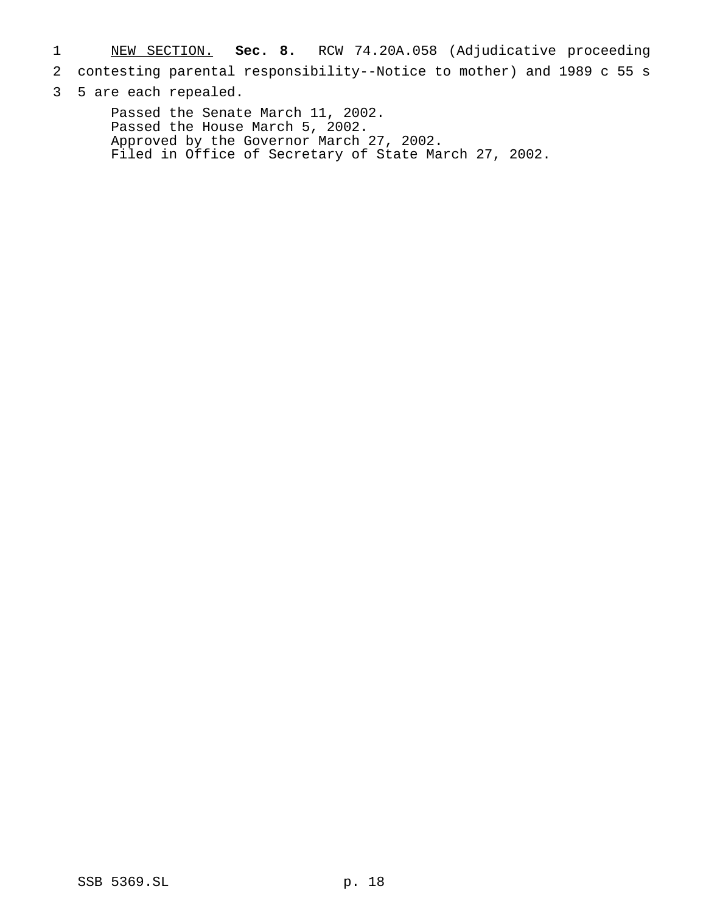NEW SECTION. **Sec. 8.** RCW 74.20A.058 (Adjudicative proceeding contesting parental responsibility--Notice to mother) and 1989 c 55 s 5 are each repealed.

Passed the Senate March 11, 2002.
Passed the House March 5, 2002.
Approved by the Governor March 27, 2002.
Filed in Office of Secretary of State March 27, 2002.